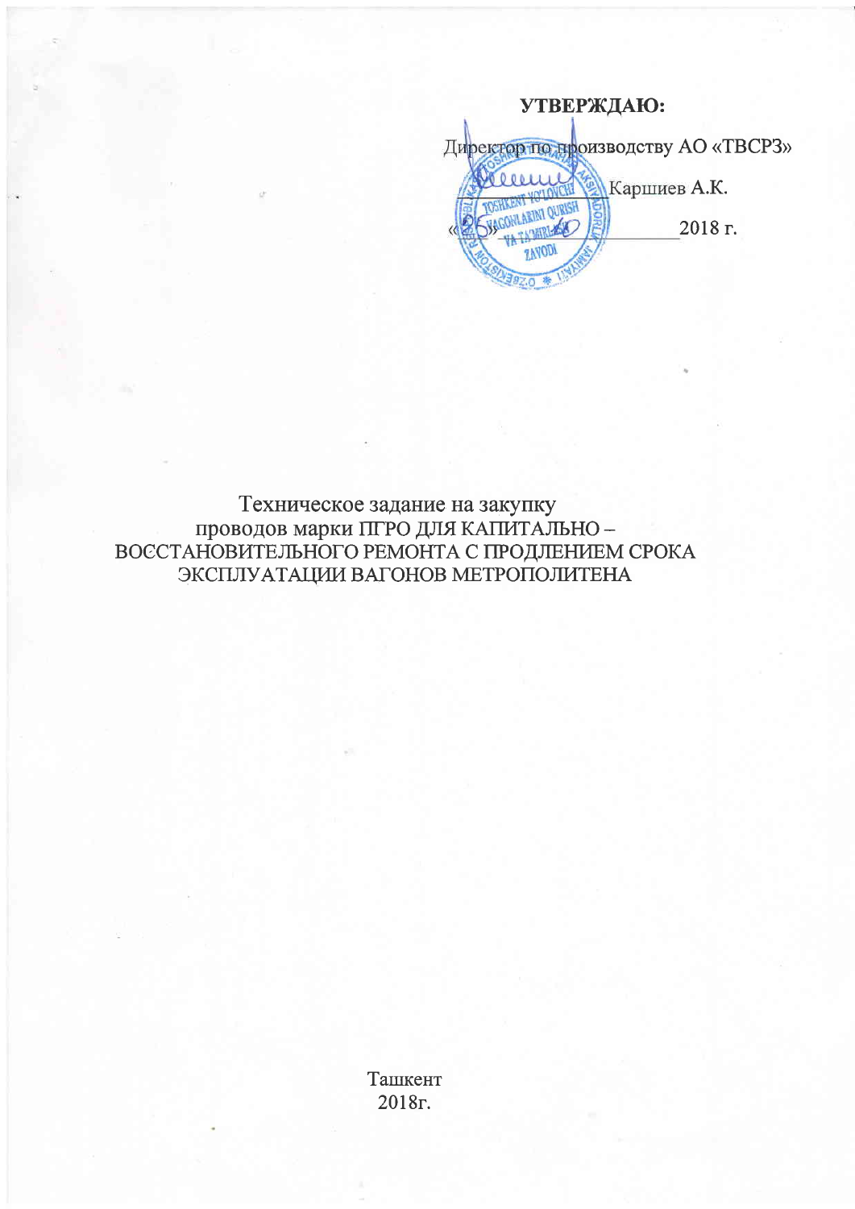**УТВЕРЖДАЮ:**

Директор по производству АО «ТВСРЗ»

_______________Каршиев А.К.

«___»_________________2018 г.

Техническое задание на закупку
проводов марки ПГРО ДЛЯ КАПИТАЛЬНО –
ВОССТАНОВИТЕЛЬНОГО РЕМОНТА С ПРОДЛЕНИЕМ СРОКА
ЭКСПЛУАТАЦИИ ВАГОНОВ МЕТРОПОЛИТЕНА

Ташкент
2018г.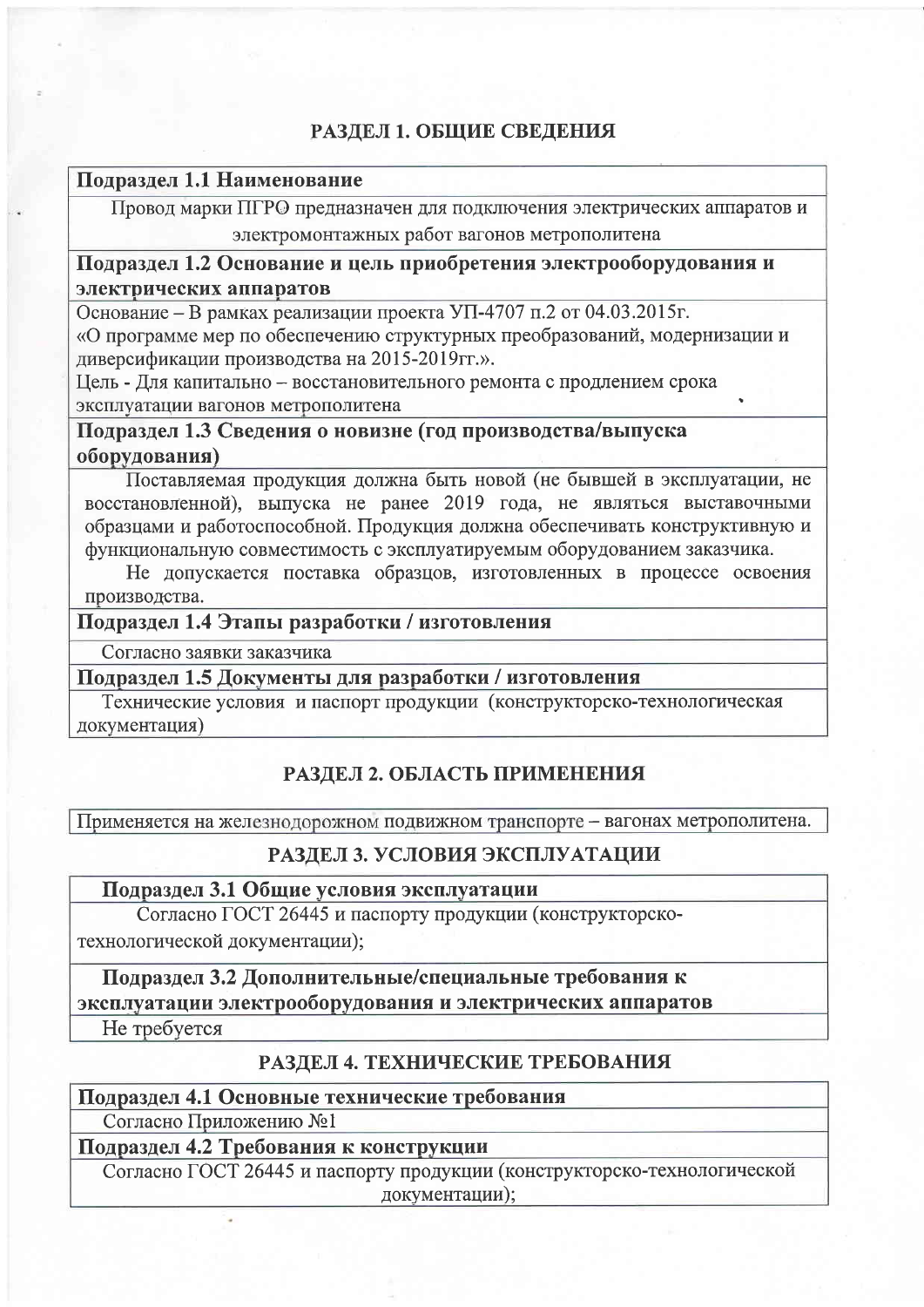## РАЗДЕЛ 1. ОБЩИЕ СВЕДЕНИЯ

**Подраздел 1.1 Наименование**

Провод марки ПГРО предназначен для подключения электрических аппаратов и электромонтажных работ вагонов метрополитена

**Подраздел 1.2 Основание и цель приобретения электрооборудования и электрических аппаратов**

Основание – В рамках реализации проекта УП-4707 п.2 от 04.03.2015г. «О программе мер по обеспечению структурных преобразований, модернизации и диверсификации производства на 2015-2019гг.».

Цель - Для капитально – восстановительного ремонта с продлением срока эксплуатации вагонов метрополитена

**Подраздел 1.3 Сведения о новизне (год производства/выпуска оборудования)**

Поставляемая продукция должна быть новой (не бывшей в эксплуатации, не восстановленной), выпуска не ранее 2019 года, не являться выставочными образцами и работоспособной. Продукция должна обеспечивать конструктивную и функциональную совместимость с эксплуатируемым оборудованием заказчика.

Не допускается поставка образцов, изготовленных в процессе освоения производства.

**Подраздел 1.4 Этапы разработки / изготовления**

Согласно заявки заказчика

**Подраздел 1.5 Документы для разработки / изготовления**

Технические условия и паспорт продукции (конструкторско-технологическая документация)

## РАЗДЕЛ 2. ОБЛАСТЬ ПРИМЕНЕНИЯ

Применяется на железнодорожном подвижном транспорте – вагонах метрополитена.

## РАЗДЕЛ 3. УСЛОВИЯ ЭКСПЛУАТАЦИИ

**Подраздел 3.1 Общие условия эксплуатации**

Согласно ГОСТ 26445 и паспорту продукции (конструкторско-технологической документации);

**Подраздел 3.2 Дополнительные/специальные требования к эксплуатации электрооборудования и электрических аппаратов**

Не требуется

## РАЗДЕЛ 4. ТЕХНИЧЕСКИЕ ТРЕБОВАНИЯ

**Подраздел 4.1 Основные технические требования**

Согласно Приложению №1

**Подраздел 4.2 Требования к конструкции**

Согласно ГОСТ 26445 и паспорту продукции (конструкторско-технологической документации);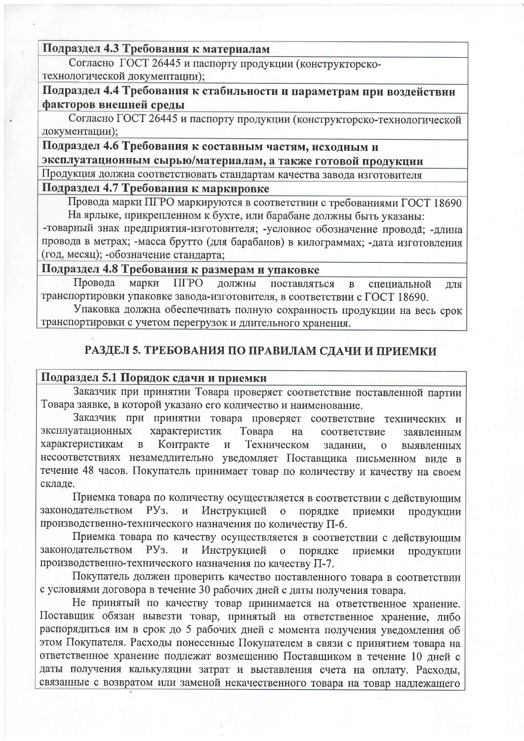**Подраздел 4.3 Требования к материалам**

Согласно ГОСТ 26445 и паспорту продукции (конструкторско-технологической документации);

**Подраздел 4.4 Требования к стабильности и параметрам при воздействии факторов внешней среды**

Согласно ГОСТ 26445 и паспорту продукции (конструкторско-технологической документации);

**Подраздел 4.6 Требования к составным частям, исходным и эксплуатационным сырью/материалам, а также готовой продукции**

Продукция должна соответствовать стандартам качества завода изготовителя

**Подраздел 4.7 Требования к маркировке**

Провода марки ПГРО маркируются в соответствии с требованиями ГОСТ 18690

На ярлыке, прикрепленном к бухте, или барабане должны быть указаны:

-товарный знак предприятия-изготовителя; -условное обозначение провода; -длина провода в метрах; -масса брутто (для барабанов) в килограммах; -дата изготовления (год, месяц); -обозначение стандарта;

**Подраздел 4.8 Требования к размерам и упаковке**

Провода марки ПГРО должны поставляться в специальной для транспортировки упаковке завода-изготовителя, в соответствии с ГОСТ 18690.

Упаковка должна обеспечивать полную сохранность продукции на весь срок транспортировки с учетом перегрузок и длительного хранения.

## РАЗДЕЛ 5. ТРЕБОВАНИЯ ПО ПРАВИЛАМ СДАЧИ И ПРИЕМКИ

**Подраздел 5.1 Порядок сдачи и приемки**

Заказчик при принятии Товара проверяет соответствие поставленной партии Товара заявке, в которой указано его количество и наименование.

Заказчик при принятии товара проверяет соответствие технических и эксплуатационных характеристик Товара на соответствие заявленным характеристикам в Контракте и Техническом задании, о выявленных несоответствиях незамедлительно уведомляет Поставщика письменном виде в течение 48 часов. Покупатель принимает товар по количеству и качеству на своем складе.

Приемка товара по количеству осуществляется в соответствии с действующим законодательством РУз. и Инструкцией о порядке приемки продукции производственно-технического назначения по количеству П-6.

Приемка товара по качеству осуществляется в соответствии с действующим законодательством РУз. и Инструкцией о порядке приемки продукции производственно-технического назначения по качеству П-7.

Покупатель должен проверить качество поставленного товара в соответствии с условиями договора в течение 30 рабочих дней с даты получения товара.

Не принятый по качеству товар принимается на ответственное хранение. Поставщик обязан вывезти товар, принятый на ответственное хранение, либо распорядиться им в срок до 5 рабочих дней с момента получения уведомления об этом Покупателя. Расходы понесенные Покупателем в связи с принятием товара на ответственное хранение подлежат возмещению Поставщиком в течение 10 дней с даты получения калькуляции затрат и выставления счета на оплату. Расходы, связанные с возвратом или заменой некачественного товара на товар надлежащего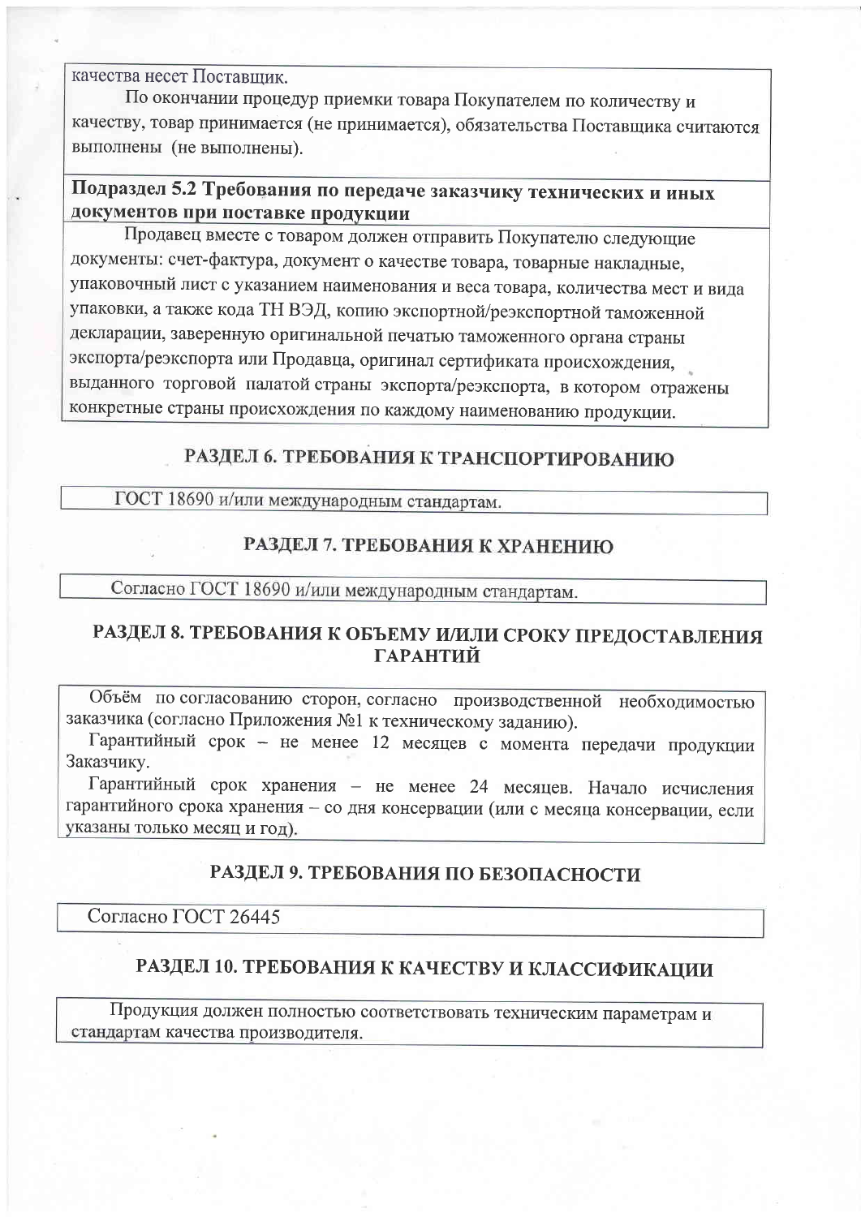качества несет Поставщик.

По окончании процедур приемки товара Покупателем по количеству и качеству, товар принимается (не принимается), обязательства Поставщика считаются выполнены (не выполнены).

### Подраздел 5.2 Требования по передаче заказчику технических и иных документов при поставке продукции

Продавец вместе с товаром должен отправить Покупателю следующие документы: счет-фактура, документ о качестве товара, товарные накладные, упаковочный лист с указанием наименования и веса товара, количества мест и вида упаковки, а также кода ТН ВЭД, копию экспортной/реэкспортной таможенной декларации, заверенную оригинальной печатью таможенного органа страны экспорта/реэкспорта или Продавца, оригинал сертификата происхождения, выданного торговой палатой страны экспорта/реэкспорта, в котором отражены конкретные страны происхождения по каждому наименованию продукции.

## РАЗДЕЛ 6. ТРЕБОВАНИЯ К ТРАНСПОРТИРОВАНИЮ

ГОСТ 18690 и/или международным стандартам.

## РАЗДЕЛ 7. ТРЕБОВАНИЯ К ХРАНЕНИЮ

Согласно ГОСТ 18690 и/или международным стандартам.

## РАЗДЕЛ 8. ТРЕБОВАНИЯ К ОБЪЕМУ И/ИЛИ СРОКУ ПРЕДОСТАВЛЕНИЯ ГАРАНТИЙ

Объём по согласованию сторон, согласно производственной необходимостью заказчика (согласно Приложения №1 к техническому заданию).

Гарантийный срок – не менее 12 месяцев с момента передачи продукции Заказчику.

Гарантийный срок хранения – не менее 24 месяцев. Начало исчисления гарантийного срока хранения – со дня консервации (или с месяца консервации, если указаны только месяц и год).

## РАЗДЕЛ 9. ТРЕБОВАНИЯ ПО БЕЗОПАСНОСТИ

Согласно ГОСТ 26445

## РАЗДЕЛ 10. ТРЕБОВАНИЯ К КАЧЕСТВУ И КЛАССИФИКАЦИИ

Продукция должен полностью соответствовать техническим параметрам и стандартам качества производителя.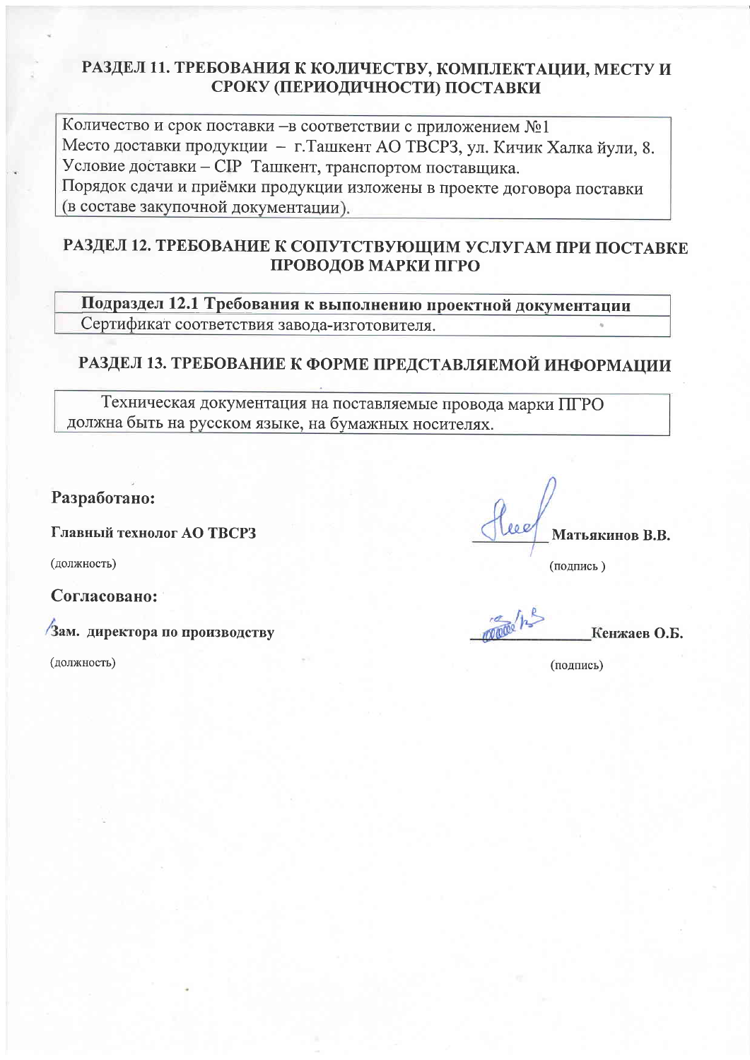## РАЗДЕЛ 11. ТРЕБОВАНИЯ К КОЛИЧЕСТВУ, КОМПЛЕКТАЦИИ, МЕСТУ И СРОКУ (ПЕРИОДИЧНОСТИ) ПОСТАВКИ

Количество и срок поставки –в соответствии с приложением №1
Место доставки продукции – г.Ташкент АО ТВСРЗ, ул. Кичик Халка йули, 8.
Условие доставки – CIP Ташкент, транспортом поставщика.
Порядок сдачи и приёмки продукции изложены в проекте договора поставки (в составе закупочной документации).

## РАЗДЕЛ 12. ТРЕБОВАНИЕ К СОПУТСТВУЮЩИМ УСЛУГАМ ПРИ ПОСТАВКЕ ПРОВОДОВ МАРКИ ПГРО

| Подраздел 12.1 Требования к выполнению проектной документации |
|---|
| Сертификат соответствия завода-изготовителя. |

## РАЗДЕЛ 13. ТРЕБОВАНИЕ К ФОРМЕ ПРЕДСТАВЛЯЕМОЙ ИНФОРМАЦИИ

Техническая документация на поставляемые провода марки ПГРО должна быть на русском языке, на бумажных носителях.

**Разработано:**

**Главный технолог АО ТВСРЗ** ______ **Матьякинов В.В.**

(должность) (подпись)

**Согласовано:**

**Зам. директора по производству** ______ **Кенжаев О.Б.**

(должность) (подпись)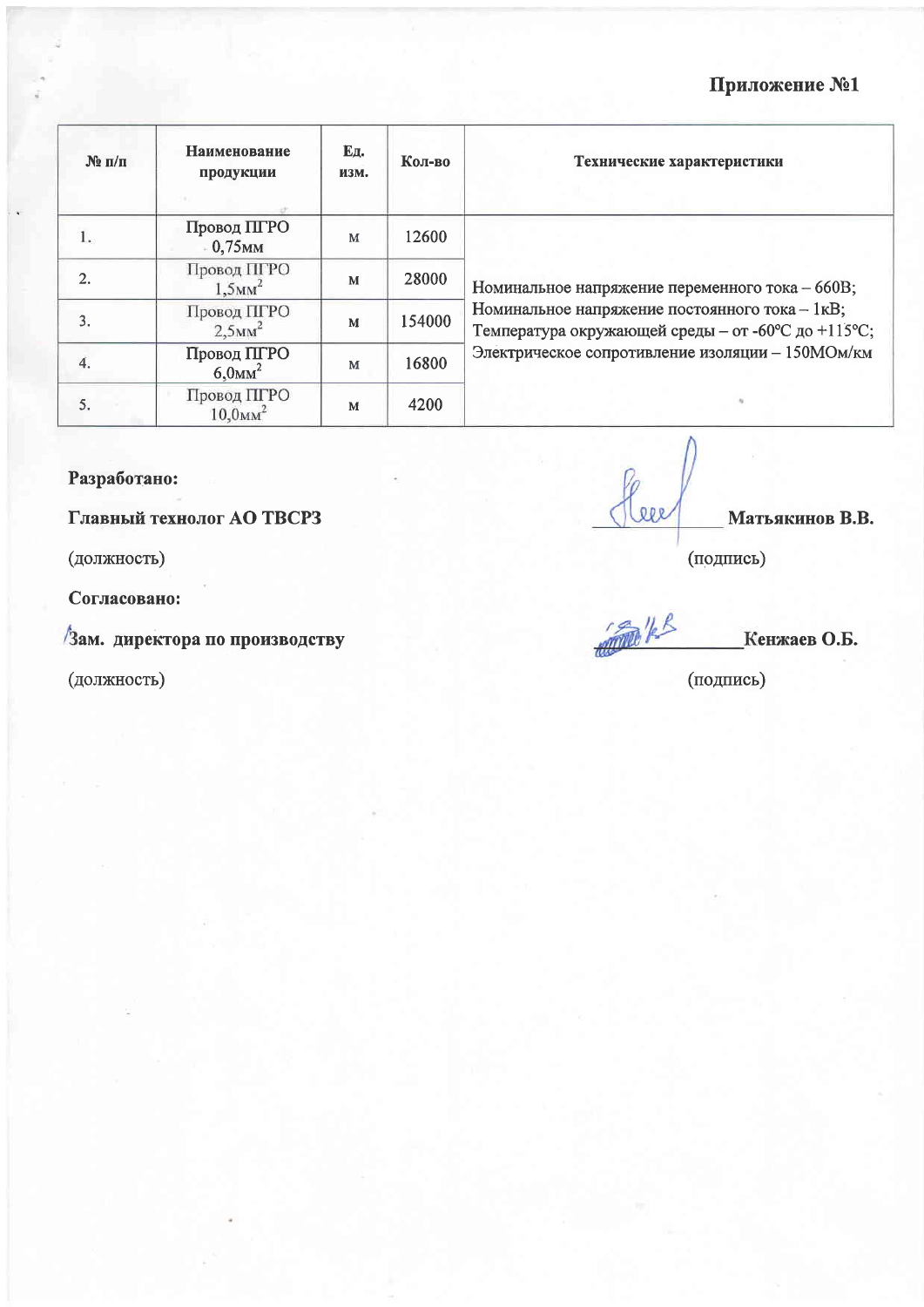**Приложение №1**

| № п/п | Наименование продукции | Ед. изм. | Кол-во | Технические характеристики |
|---|---|---|---|---|
| 1. | Провод ПГРО 0,75мм | м | 12600 | Номинальное напряжение переменного тока – 660В; Номинальное напряжение постоянного тока – 1кВ; Температура окружающей среды – от -60°С до +115°С; Электрическое сопротивление изоляции – 150МОм/км |
| 2. | Провод ПГРО 1,5мм$^2$ | м | 28000 | |
| 3. | Провод ПГРО 2,5мм$^2$ | м | 154000 | |
| 4. | Провод ПГРО 6,0мм$^2$ | м | 16800 | |
| 5. | Провод ПГРО 10,0мм$^2$ | м | 4200 | |

**Разработано:**

**Главный технолог АО ТВСРЗ** ____________ **Матьякинов В.В.**

(должность) (подпись)

**Согласовано:**

**Зам. директора по производству** ____________ **Кенжаев О.Б.**

(должность) (подпись)